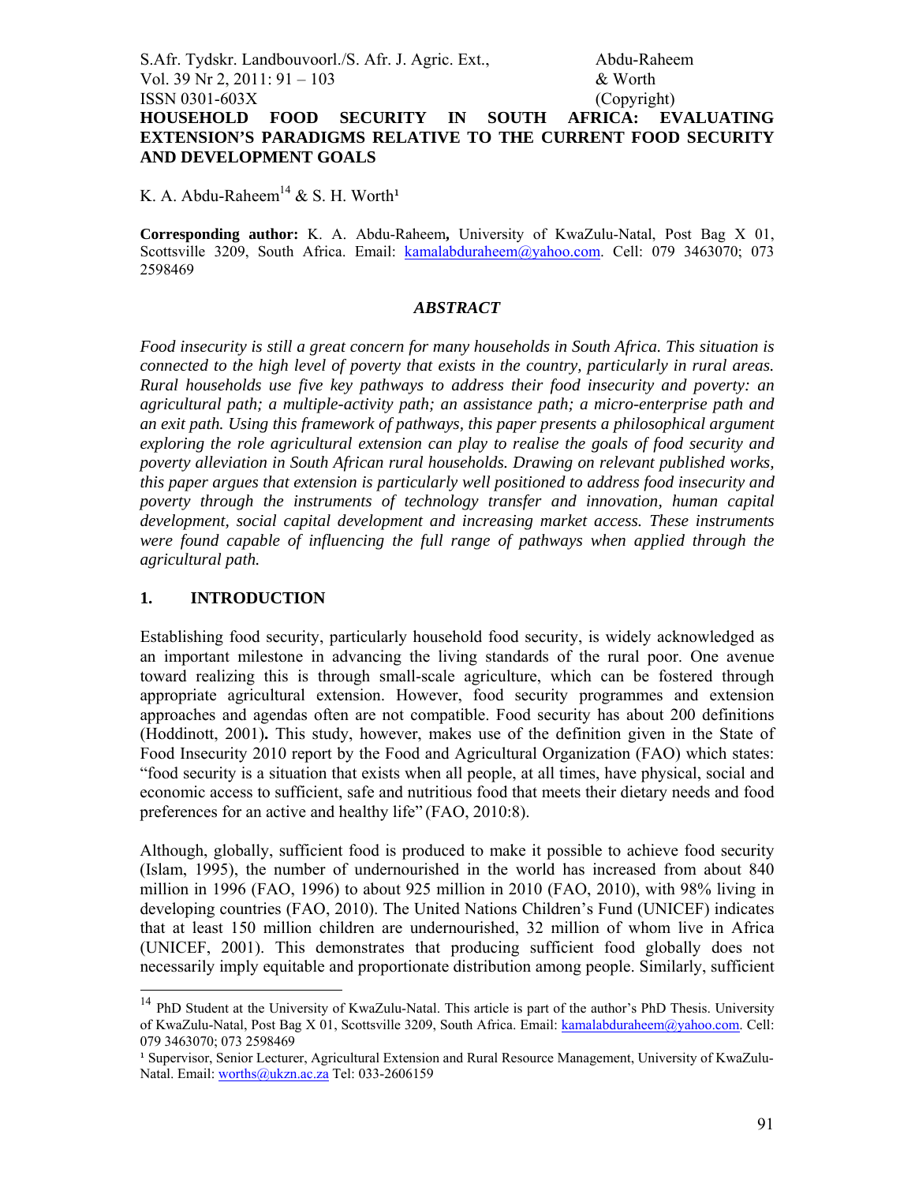# HOUSEHOLD FOOD SECURITY IN SOUTH AFRICA: EVALUATING EXTENSION'S PARADIGMS RELATIVE TO THE CURRENT FOOD SECURITY AND DEVELOPMENT GOALS

K. A. Abdu-Raheem[14] & S. H. Worth[1]

**Corresponding author:** K. A. Abdu-Raheem**,** University of KwaZulu-Natal, Post Bag X 01, Scottsville 3209, South Africa. Email: kamalabduraheem@yahoo.com. Cell: 079 3463070; 073 2598469

## *ABSTRACT*

*Food insecurity is still a great concern for many households in South Africa. This situation is connected to the high level of poverty that exists in the country, particularly in rural areas. Rural households use five key pathways to address their food insecurity and poverty: an agricultural path; a multiple-activity path; an assistance path; a micro-enterprise path and an exit path. Using this framework of pathways, this paper presents a philosophical argument exploring the role agricultural extension can play to realise the goals of food security and poverty alleviation in South African rural households. Drawing on relevant published works, this paper argues that extension is particularly well positioned to address food insecurity and poverty through the instruments of technology transfer and innovation, human capital development, social capital development and increasing market access. These instruments were found capable of influencing the full range of pathways when applied through the agricultural path.*

## 1. INTRODUCTION

Establishing food security, particularly household food security, is widely acknowledged as an important milestone in advancing the living standards of the rural poor. One avenue toward realizing this is through small-scale agriculture, which can be fostered through appropriate agricultural extension. However, food security programmes and extension approaches and agendas often are not compatible. Food security has about 200 definitions (Hoddinott, 2001)**.** This study, however, makes use of the definition given in the State of Food Insecurity 2010 report by the Food and Agricultural Organization (FAO) which states: "food security is a situation that exists when all people, at all times, have physical, social and economic access to sufficient, safe and nutritious food that meets their dietary needs and food preferences for an active and healthy life" (FAO, 2010:8).

Although, globally, sufficient food is produced to make it possible to achieve food security (Islam, 1995), the number of undernourished in the world has increased from about 840 million in 1996 (FAO, 1996) to about 925 million in 2010 (FAO, 2010), with 98% living in developing countries (FAO, 2010). The United Nations Children's Fund (UNICEF) indicates that at least 150 million children are undernourished, 32 million of whom live in Africa (UNICEF, 2001). This demonstrates that producing sufficient food globally does not necessarily imply equitable and proportionate distribution among people. Similarly, sufficient

---

[14] PhD Student at the University of KwaZulu-Natal. This article is part of the author's PhD Thesis. University of KwaZulu-Natal, Post Bag X 01, Scottsville 3209, South Africa. Email: kamalabduraheem@yahoo.com. Cell: 079 3463070; 073 2598469

[1] Supervisor, Senior Lecturer, Agricultural Extension and Rural Resource Management, University of KwaZulu-Natal. Email: worths@ukzn.ac.za Tel: 033-2606159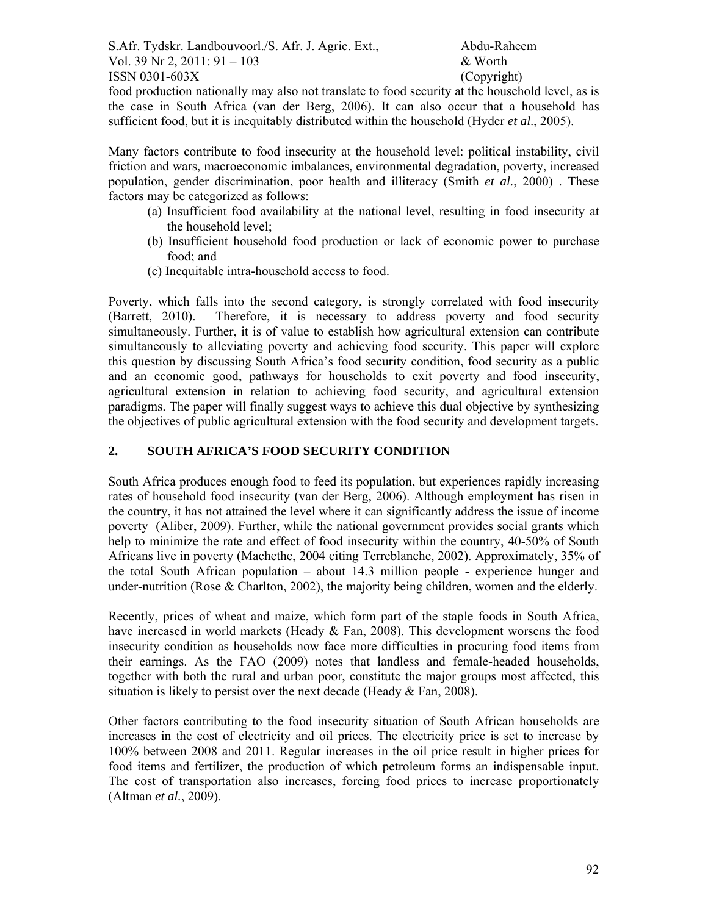food production nationally may also not translate to food security at the household level, as is the case in South Africa (van der Berg, 2006). It can also occur that a household has sufficient food, but it is inequitably distributed within the household (Hyder *et al*., 2005).

Many factors contribute to food insecurity at the household level: political instability, civil friction and wars, macroeconomic imbalances, environmental degradation, poverty, increased population, gender discrimination, poor health and illiteracy (Smith *et al*., 2000) . These factors may be categorized as follows:

(a) Insufficient food availability at the national level, resulting in food insecurity at the household level;
(b) Insufficient household food production or lack of economic power to purchase food; and
(c) Inequitable intra-household access to food.

Poverty, which falls into the second category, is strongly correlated with food insecurity (Barrett, 2010). Therefore, it is necessary to address poverty and food security simultaneously. Further, it is of value to establish how agricultural extension can contribute simultaneously to alleviating poverty and achieving food security. This paper will explore this question by discussing South Africa's food security condition, food security as a public and an economic good, pathways for households to exit poverty and food insecurity, agricultural extension in relation to achieving food security, and agricultural extension paradigms. The paper will finally suggest ways to achieve this dual objective by synthesizing the objectives of public agricultural extension with the food security and development targets.

## 2. SOUTH AFRICA'S FOOD SECURITY CONDITION

South Africa produces enough food to feed its population, but experiences rapidly increasing rates of household food insecurity (van der Berg, 2006). Although employment has risen in the country, it has not attained the level where it can significantly address the issue of income poverty (Aliber, 2009). Further, while the national government provides social grants which help to minimize the rate and effect of food insecurity within the country, 40-50% of South Africans live in poverty (Machethe, 2004 citing Terreblanche, 2002). Approximately, 35% of the total South African population – about 14.3 million people - experience hunger and under-nutrition (Rose & Charlton, 2002), the majority being children, women and the elderly.

Recently, prices of wheat and maize, which form part of the staple foods in South Africa, have increased in world markets (Heady & Fan, 2008). This development worsens the food insecurity condition as households now face more difficulties in procuring food items from their earnings. As the FAO (2009) notes that landless and female-headed households, together with both the rural and urban poor, constitute the major groups most affected, this situation is likely to persist over the next decade (Heady & Fan, 2008).

Other factors contributing to the food insecurity situation of South African households are increases in the cost of electricity and oil prices. The electricity price is set to increase by 100% between 2008 and 2011. Regular increases in the oil price result in higher prices for food items and fertilizer, the production of which petroleum forms an indispensable input. The cost of transportation also increases, forcing food prices to increase proportionately (Altman *et al.*, 2009).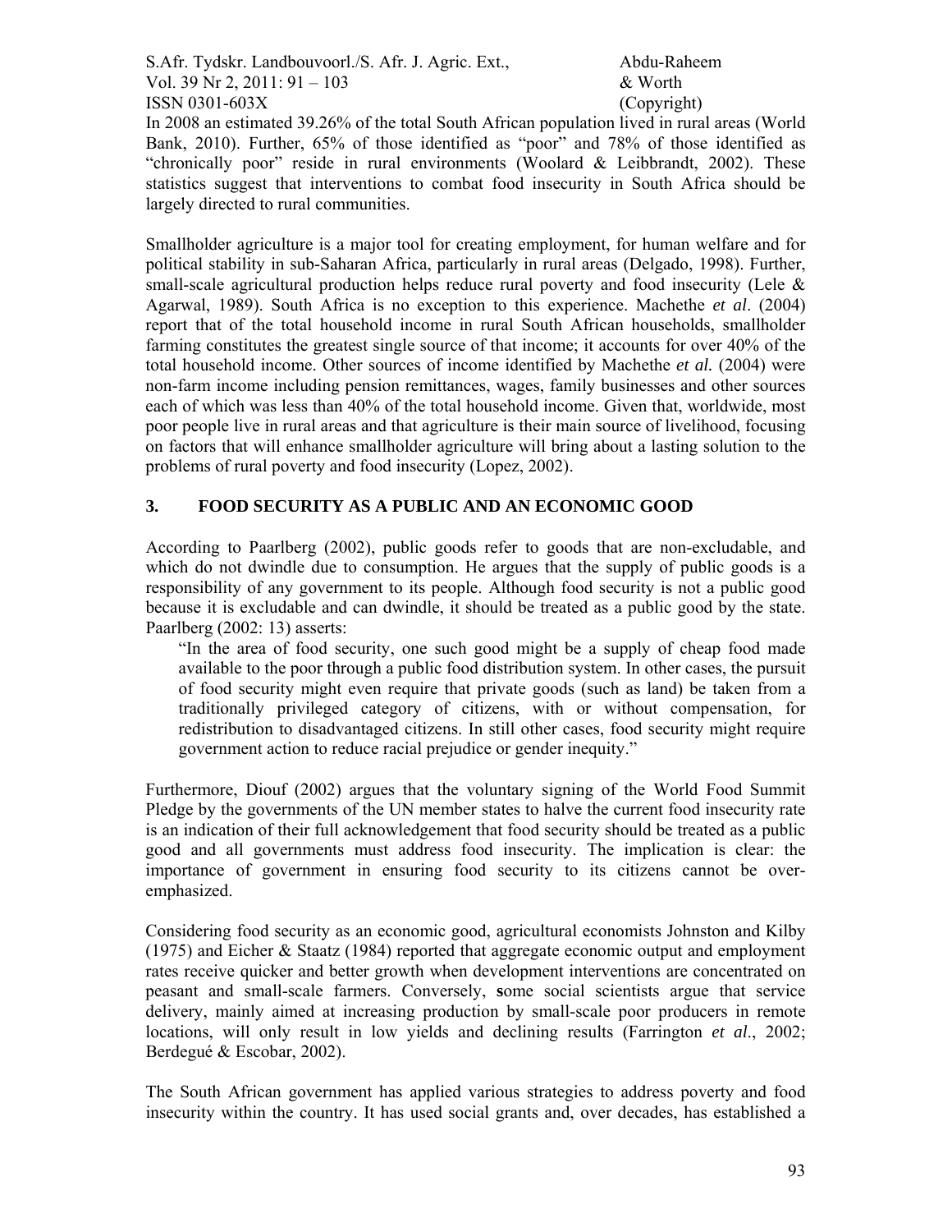In 2008 an estimated 39.26% of the total South African population lived in rural areas (World Bank, 2010). Further, 65% of those identified as "poor" and 78% of those identified as "chronically poor" reside in rural environments (Woolard & Leibbrandt, 2002). These statistics suggest that interventions to combat food insecurity in South Africa should be largely directed to rural communities.

Smallholder agriculture is a major tool for creating employment, for human welfare and for political stability in sub-Saharan Africa, particularly in rural areas (Delgado, 1998). Further, small-scale agricultural production helps reduce rural poverty and food insecurity (Lele & Agarwal, 1989). South Africa is no exception to this experience. Machethe *et al*. (2004) report that of the total household income in rural South African households, smallholder farming constitutes the greatest single source of that income; it accounts for over 40% of the total household income. Other sources of income identified by Machethe *et al.* (2004) were non-farm income including pension remittances, wages, family businesses and other sources each of which was less than 40% of the total household income. Given that, worldwide, most poor people live in rural areas and that agriculture is their main source of livelihood, focusing on factors that will enhance smallholder agriculture will bring about a lasting solution to the problems of rural poverty and food insecurity (Lopez, 2002).

## 3. FOOD SECURITY AS A PUBLIC AND AN ECONOMIC GOOD

According to Paarlberg (2002), public goods refer to goods that are non-excludable, and which do not dwindle due to consumption. He argues that the supply of public goods is a responsibility of any government to its people. Although food security is not a public good because it is excludable and can dwindle, it should be treated as a public good by the state. Paarlberg (2002: 13) asserts:

> "In the area of food security, one such good might be a supply of cheap food made available to the poor through a public food distribution system. In other cases, the pursuit of food security might even require that private goods (such as land) be taken from a traditionally privileged category of citizens, with or without compensation, for redistribution to disadvantaged citizens. In still other cases, food security might require government action to reduce racial prejudice or gender inequity."

Furthermore, Diouf (2002) argues that the voluntary signing of the World Food Summit Pledge by the governments of the UN member states to halve the current food insecurity rate is an indication of their full acknowledgement that food security should be treated as a public good and all governments must address food insecurity. The implication is clear: the importance of government in ensuring food security to its citizens cannot be over-emphasized.

Considering food security as an economic good, agricultural economists Johnston and Kilby (1975) and Eicher & Staatz (1984) reported that aggregate economic output and employment rates receive quicker and better growth when development interventions are concentrated on peasant and small-scale farmers. Conversely, some social scientists argue that service delivery, mainly aimed at increasing production by small-scale poor producers in remote locations, will only result in low yields and declining results (Farrington *et al*., 2002; Berdegué & Escobar, 2002).

The South African government has applied various strategies to address poverty and food insecurity within the country. It has used social grants and, over decades, has established a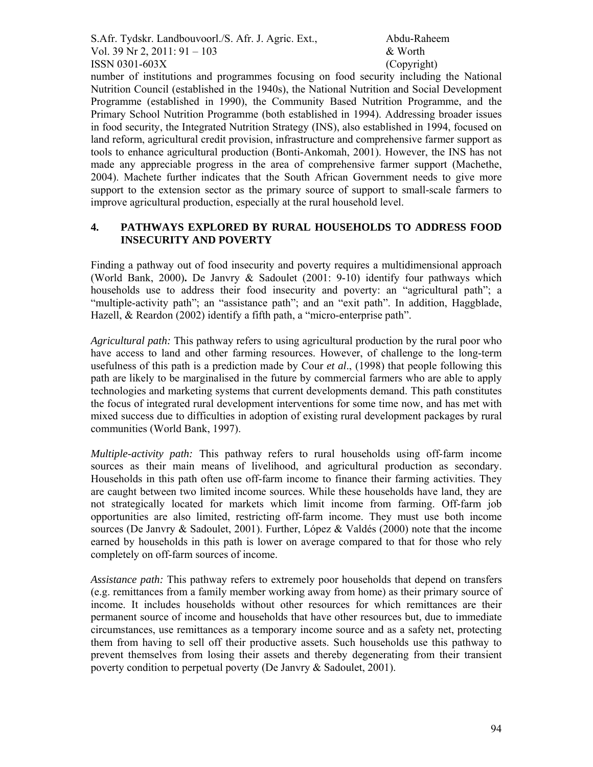number of institutions and programmes focusing on food security including the National Nutrition Council (established in the 1940s), the National Nutrition and Social Development Programme (established in 1990), the Community Based Nutrition Programme, and the Primary School Nutrition Programme (both established in 1994). Addressing broader issues in food security, the Integrated Nutrition Strategy (INS), also established in 1994, focused on land reform, agricultural credit provision, infrastructure and comprehensive farmer support as tools to enhance agricultural production (Bonti-Ankomah, 2001). However, the INS has not made any appreciable progress in the area of comprehensive farmer support (Machethe, 2004). Machete further indicates that the South African Government needs to give more support to the extension sector as the primary source of support to small-scale farmers to improve agricultural production, especially at the rural household level.

## 4. PATHWAYS EXPLORED BY RURAL HOUSEHOLDS TO ADDRESS FOOD INSECURITY AND POVERTY

Finding a pathway out of food insecurity and poverty requires a multidimensional approach (World Bank, 2000)**.** De Janvry & Sadoulet (2001: 9-10) identify four pathways which households use to address their food insecurity and poverty: an "agricultural path"; a "multiple-activity path"; an "assistance path"; and an "exit path". In addition, Haggblade, Hazell, & Reardon (2002) identify a fifth path, a "micro-enterprise path".

*Agricultural path:* This pathway refers to using agricultural production by the rural poor who have access to land and other farming resources. However, of challenge to the long-term usefulness of this path is a prediction made by Cour *et al*., (1998) that people following this path are likely to be marginalised in the future by commercial farmers who are able to apply technologies and marketing systems that current developments demand. This path constitutes the focus of integrated rural development interventions for some time now, and has met with mixed success due to difficulties in adoption of existing rural development packages by rural communities (World Bank, 1997).

*Multiple-activity path:* This pathway refers to rural households using off-farm income sources as their main means of livelihood, and agricultural production as secondary. Households in this path often use off-farm income to finance their farming activities. They are caught between two limited income sources. While these households have land, they are not strategically located for markets which limit income from farming. Off-farm job opportunities are also limited, restricting off-farm income. They must use both income sources (De Janvry & Sadoulet, 2001). Further, López & Valdés (2000) note that the income earned by households in this path is lower on average compared to that for those who rely completely on off-farm sources of income.

*Assistance path:* This pathway refers to extremely poor households that depend on transfers (e.g. remittances from a family member working away from home) as their primary source of income. It includes households without other resources for which remittances are their permanent source of income and households that have other resources but, due to immediate circumstances, use remittances as a temporary income source and as a safety net, protecting them from having to sell off their productive assets. Such households use this pathway to prevent themselves from losing their assets and thereby degenerating from their transient poverty condition to perpetual poverty (De Janvry & Sadoulet, 2001).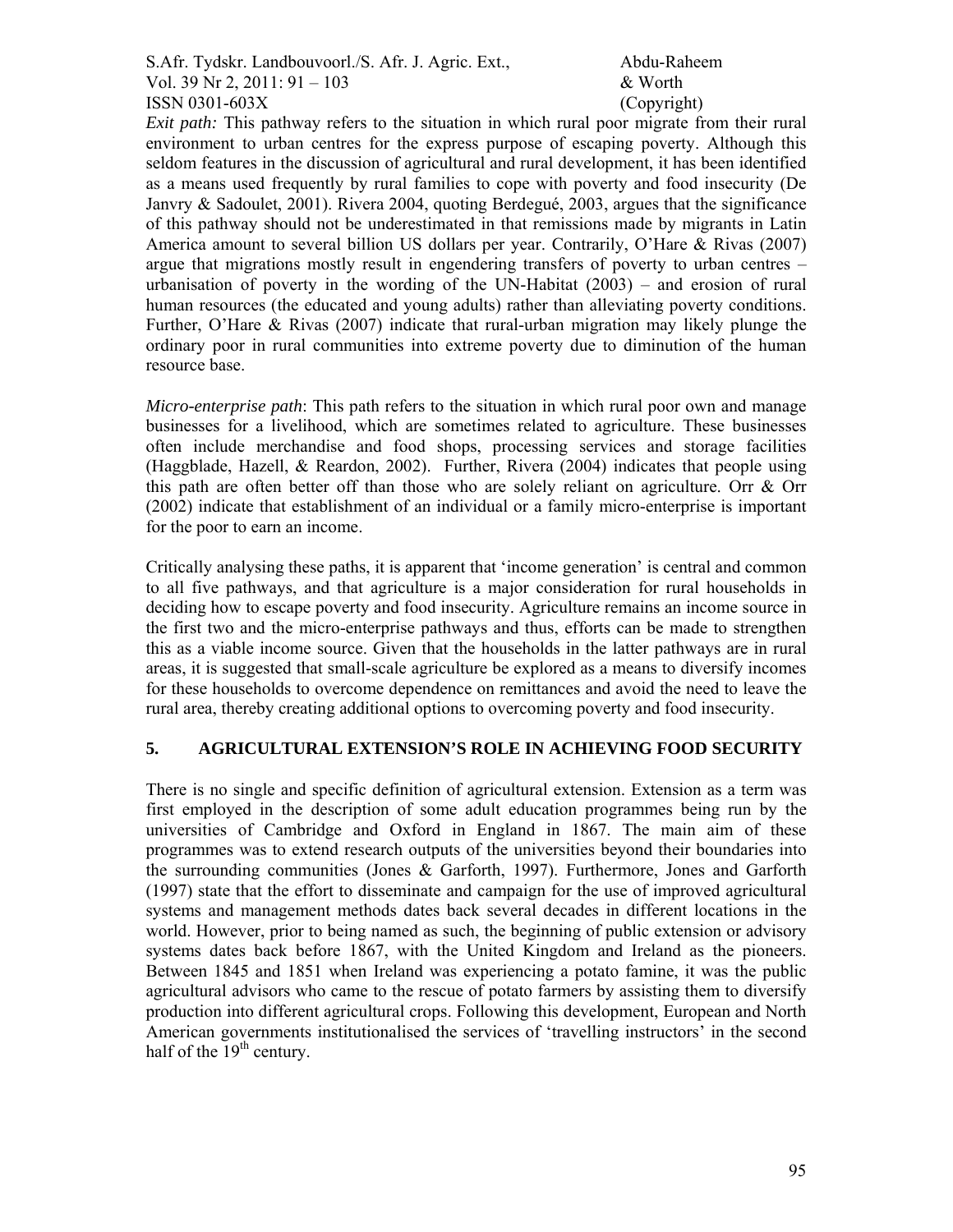*Exit path:* This pathway refers to the situation in which rural poor migrate from their rural environment to urban centres for the express purpose of escaping poverty. Although this seldom features in the discussion of agricultural and rural development, it has been identified as a means used frequently by rural families to cope with poverty and food insecurity (De Janvry & Sadoulet, 2001). Rivera 2004, quoting Berdegué, 2003, argues that the significance of this pathway should not be underestimated in that remissions made by migrants in Latin America amount to several billion US dollars per year. Contrarily, O'Hare & Rivas (2007) argue that migrations mostly result in engendering transfers of poverty to urban centres – urbanisation of poverty in the wording of the UN-Habitat (2003) – and erosion of rural human resources (the educated and young adults) rather than alleviating poverty conditions. Further, O'Hare & Rivas (2007) indicate that rural-urban migration may likely plunge the ordinary poor in rural communities into extreme poverty due to diminution of the human resource base.

*Micro-enterprise path*: This path refers to the situation in which rural poor own and manage businesses for a livelihood, which are sometimes related to agriculture. These businesses often include merchandise and food shops, processing services and storage facilities (Haggblade, Hazell, & Reardon, 2002). Further, Rivera (2004) indicates that people using this path are often better off than those who are solely reliant on agriculture. Orr & Orr (2002) indicate that establishment of an individual or a family micro-enterprise is important for the poor to earn an income.

Critically analysing these paths, it is apparent that 'income generation' is central and common to all five pathways, and that agriculture is a major consideration for rural households in deciding how to escape poverty and food insecurity. Agriculture remains an income source in the first two and the micro-enterprise pathways and thus, efforts can be made to strengthen this as a viable income source. Given that the households in the latter pathways are in rural areas, it is suggested that small-scale agriculture be explored as a means to diversify incomes for these households to overcome dependence on remittances and avoid the need to leave the rural area, thereby creating additional options to overcoming poverty and food insecurity.

## 5. AGRICULTURAL EXTENSION'S ROLE IN ACHIEVING FOOD SECURITY

There is no single and specific definition of agricultural extension. Extension as a term was first employed in the description of some adult education programmes being run by the universities of Cambridge and Oxford in England in 1867. The main aim of these programmes was to extend research outputs of the universities beyond their boundaries into the surrounding communities (Jones & Garforth, 1997). Furthermore, Jones and Garforth (1997) state that the effort to disseminate and campaign for the use of improved agricultural systems and management methods dates back several decades in different locations in the world. However, prior to being named as such, the beginning of public extension or advisory systems dates back before 1867, with the United Kingdom and Ireland as the pioneers. Between 1845 and 1851 when Ireland was experiencing a potato famine, it was the public agricultural advisors who came to the rescue of potato farmers by assisting them to diversify production into different agricultural crops. Following this development, European and North American governments institutionalised the services of 'travelling instructors' in the second half of the 19th century.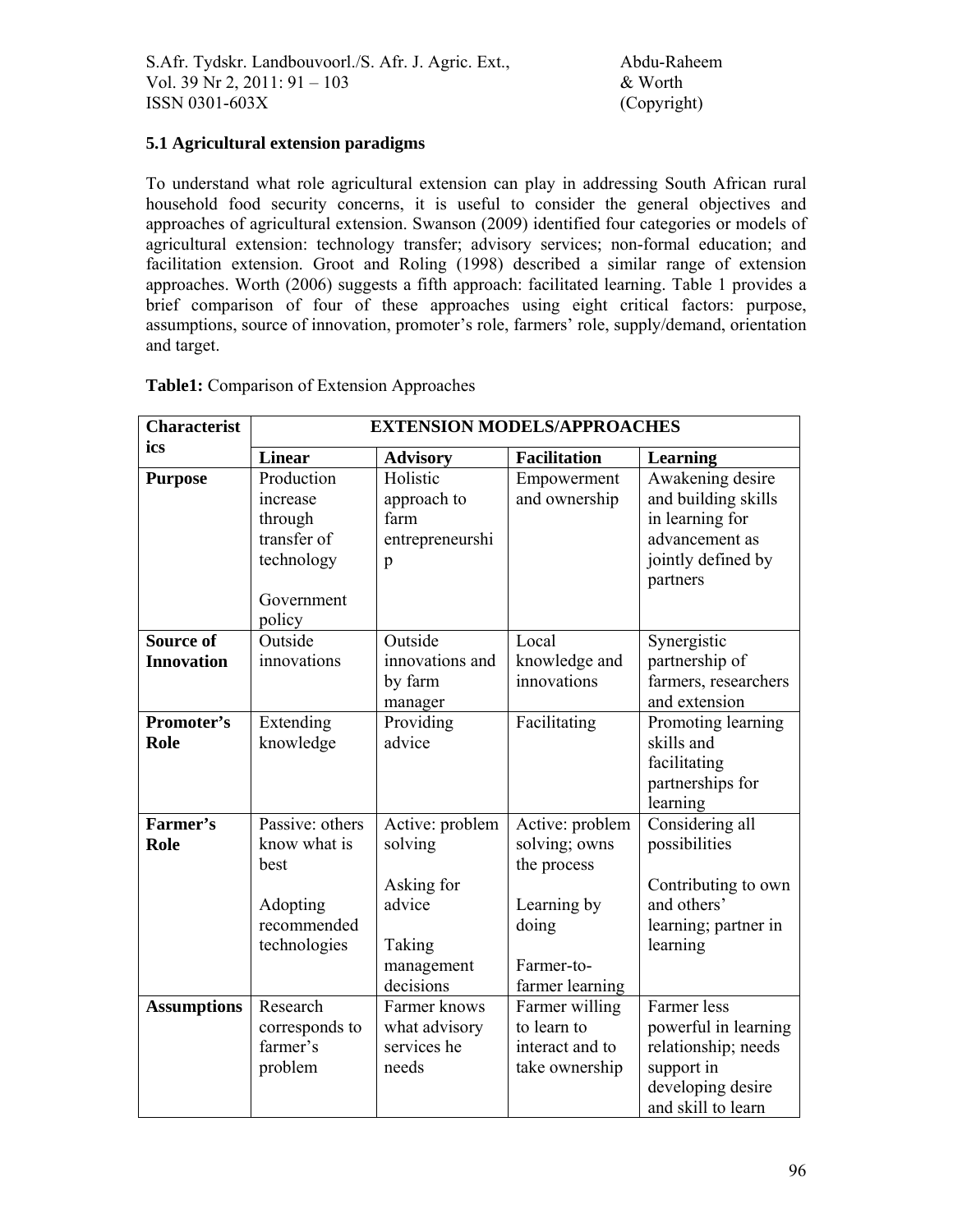### 5.1 Agricultural extension paradigms

To understand what role agricultural extension can play in addressing South African rural household food security concerns, it is useful to consider the general objectives and approaches of agricultural extension. Swanson (2009) identified four categories or models of agricultural extension: technology transfer; advisory services; non-formal education; and facilitation extension. Groot and Roling (1998) described a similar range of extension approaches. Worth (2006) suggests a fifth approach: facilitated learning. Table 1 provides a brief comparison of four of these approaches using eight critical factors: purpose, assumptions, source of innovation, promoter's role, farmers' role, supply/demand, orientation and target.

**Table1:** Comparison of Extension Approaches

| Characteristics | EXTENSION MODELS/APPROACHES | | | |
|---|---|---|---|---|
| | **Linear** | **Advisory** | **Facilitation** | **Learning** |
| **Purpose** | Production increase through transfer of technology<br><br>Government policy | Holistic approach to farm entrepreneurship | Empowerment and ownership | Awakening desire and building skills in learning for advancement as jointly defined by partners |
| **Source of Innovation** | Outside innovations | Outside innovations and by farm manager | Local knowledge and innovations | Synergistic partnership of farmers, researchers and extension |
| **Promoter's Role** | Extending knowledge | Providing advice | Facilitating | Promoting learning skills and facilitating partnerships for learning |
| **Farmer's Role** | Passive: others know what is best<br><br>Adopting recommended technologies | Active: problem solving<br><br>Asking for advice<br><br>Taking management decisions | Active: problem solving; owns the process<br><br>Learning by doing<br><br>Farmer-to-farmer learning | Considering all possibilities<br><br>Contributing to own and others' learning; partner in learning |
| **Assumptions** | Research corresponds to farmer's problem | Farmer knows what advisory services he needs | Farmer willing to learn to interact and to take ownership | Farmer less powerful in learning relationship; needs support in developing desire and skill to learn |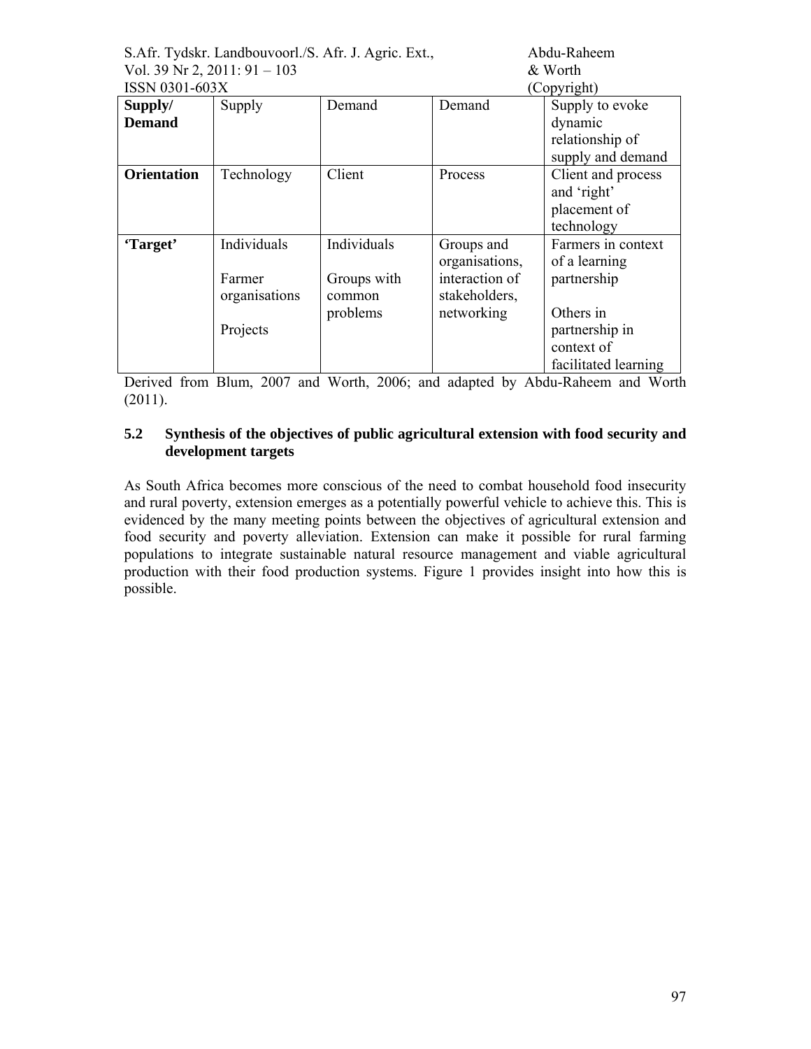| **Supply/ Demand** | Supply | Demand | Demand | Supply to evoke dynamic relationship of supply and demand |
|---|---|---|---|---|
| **Orientation** | Technology | Client | Process | Client and process and 'right' placement of technology |
| **'Target'** | Individuals<br><br>Farmer organisations<br><br>Projects | Individuals<br><br>Groups with common problems | Groups and organisations, interaction of stakeholders, networking | Farmers in context of a learning partnership<br><br>Others in partnership in context of facilitated learning |

Derived from Blum, 2007 and Worth, 2006; and adapted by Abdu-Raheem and Worth (2011).

### 5.2 Synthesis of the objectives of public agricultural extension with food security and development targets

As South Africa becomes more conscious of the need to combat household food insecurity and rural poverty, extension emerges as a potentially powerful vehicle to achieve this. This is evidenced by the many meeting points between the objectives of agricultural extension and food security and poverty alleviation. Extension can make it possible for rural farming populations to integrate sustainable natural resource management and viable agricultural production with their food production systems. Figure 1 provides insight into how this is possible.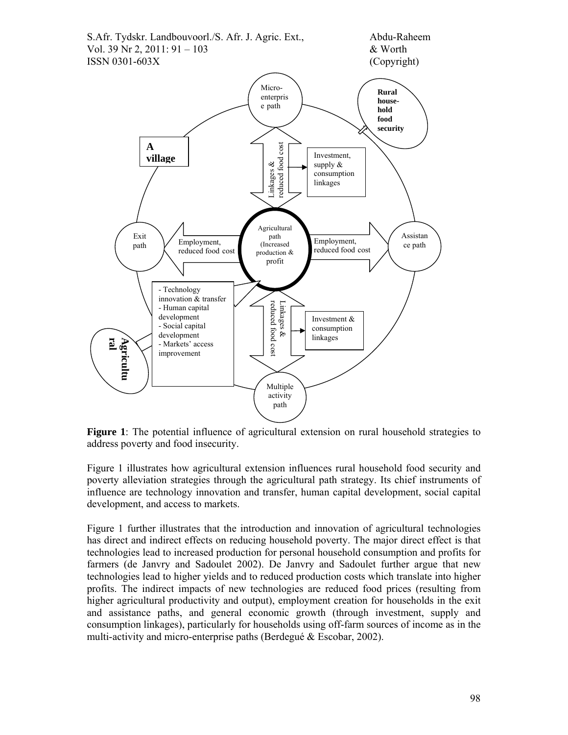**Figure 1**: The potential influence of agricultural extension on rural household strategies to address poverty and food insecurity.

Figure 1 illustrates how agricultural extension influences rural household food security and poverty alleviation strategies through the agricultural path strategy. Its chief instruments of influence are technology innovation and transfer, human capital development, social capital development, and access to markets.

Figure 1 further illustrates that the introduction and innovation of agricultural technologies has direct and indirect effects on reducing household poverty. The major direct effect is that technologies lead to increased production for personal household consumption and profits for farmers (de Janvry and Sadoulet 2002). De Janvry and Sadoulet further argue that new technologies lead to higher yields and to reduced production costs which translate into higher profits. The indirect impacts of new technologies are reduced food prices (resulting from higher agricultural productivity and output), employment creation for households in the exit and assistance paths, and general economic growth (through investment, supply and consumption linkages), particularly for households using off-farm sources of income as in the multi-activity and micro-enterprise paths (Berdegué & Escobar, 2002).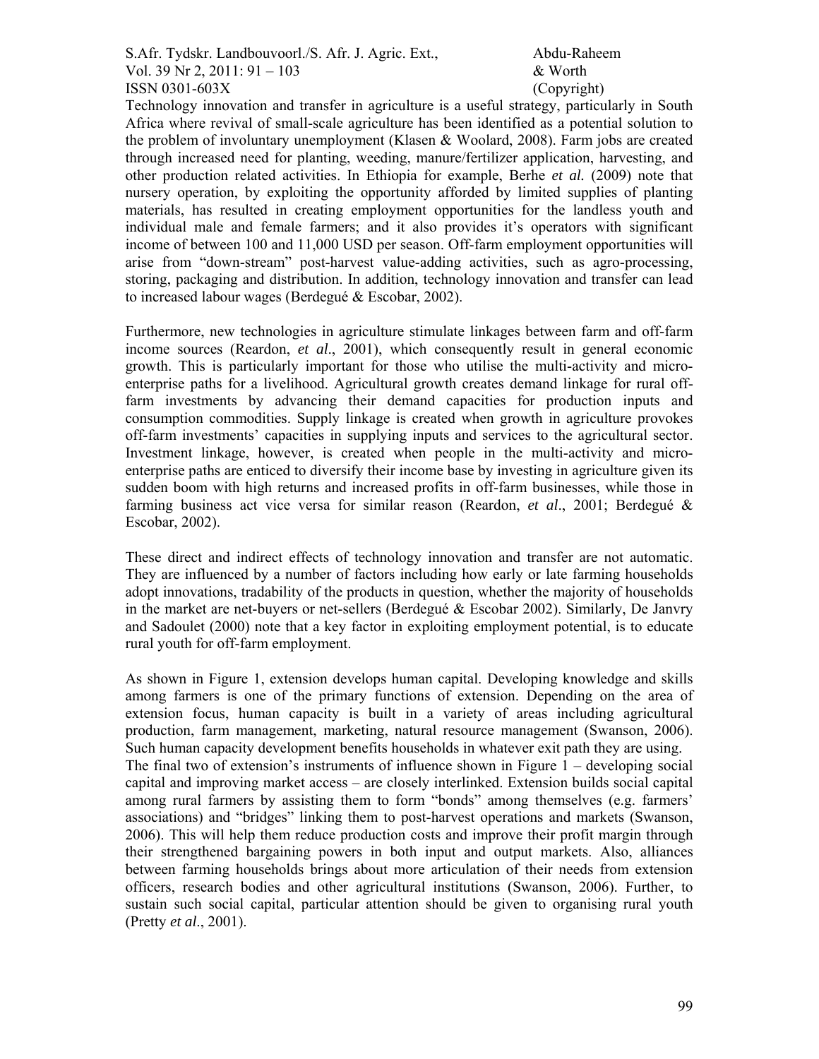Technology innovation and transfer in agriculture is a useful strategy, particularly in South Africa where revival of small-scale agriculture has been identified as a potential solution to the problem of involuntary unemployment (Klasen & Woolard, 2008). Farm jobs are created through increased need for planting, weeding, manure/fertilizer application, harvesting, and other production related activities. In Ethiopia for example, Berhe *et al.* (2009) note that nursery operation, by exploiting the opportunity afforded by limited supplies of planting materials, has resulted in creating employment opportunities for the landless youth and individual male and female farmers; and it also provides it's operators with significant income of between 100 and 11,000 USD per season. Off-farm employment opportunities will arise from "down-stream" post-harvest value-adding activities, such as agro-processing, storing, packaging and distribution. In addition, technology innovation and transfer can lead to increased labour wages (Berdegué & Escobar, 2002).

Furthermore, new technologies in agriculture stimulate linkages between farm and off-farm income sources (Reardon, *et al*., 2001), which consequently result in general economic growth. This is particularly important for those who utilise the multi-activity and micro-enterprise paths for a livelihood. Agricultural growth creates demand linkage for rural off-farm investments by advancing their demand capacities for production inputs and consumption commodities. Supply linkage is created when growth in agriculture provokes off-farm investments' capacities in supplying inputs and services to the agricultural sector. Investment linkage, however, is created when people in the multi-activity and micro-enterprise paths are enticed to diversify their income base by investing in agriculture given its sudden boom with high returns and increased profits in off-farm businesses, while those in farming business act vice versa for similar reason (Reardon, *et al*., 2001; Berdegué & Escobar, 2002).

These direct and indirect effects of technology innovation and transfer are not automatic. They are influenced by a number of factors including how early or late farming households adopt innovations, tradability of the products in question, whether the majority of households in the market are net-buyers or net-sellers (Berdegué & Escobar 2002). Similarly, De Janvry and Sadoulet (2000) note that a key factor in exploiting employment potential, is to educate rural youth for off-farm employment.

As shown in Figure 1, extension develops human capital. Developing knowledge and skills among farmers is one of the primary functions of extension. Depending on the area of extension focus, human capacity is built in a variety of areas including agricultural production, farm management, marketing, natural resource management (Swanson, 2006). Such human capacity development benefits households in whatever exit path they are using.

The final two of extension's instruments of influence shown in Figure 1 – developing social capital and improving market access – are closely interlinked. Extension builds social capital among rural farmers by assisting them to form "bonds" among themselves (e.g. farmers' associations) and "bridges" linking them to post-harvest operations and markets (Swanson, 2006). This will help them reduce production costs and improve their profit margin through their strengthened bargaining powers in both input and output markets. Also, alliances between farming households brings about more articulation of their needs from extension officers, research bodies and other agricultural institutions (Swanson, 2006). Further, to sustain such social capital, particular attention should be given to organising rural youth (Pretty *et al*., 2001).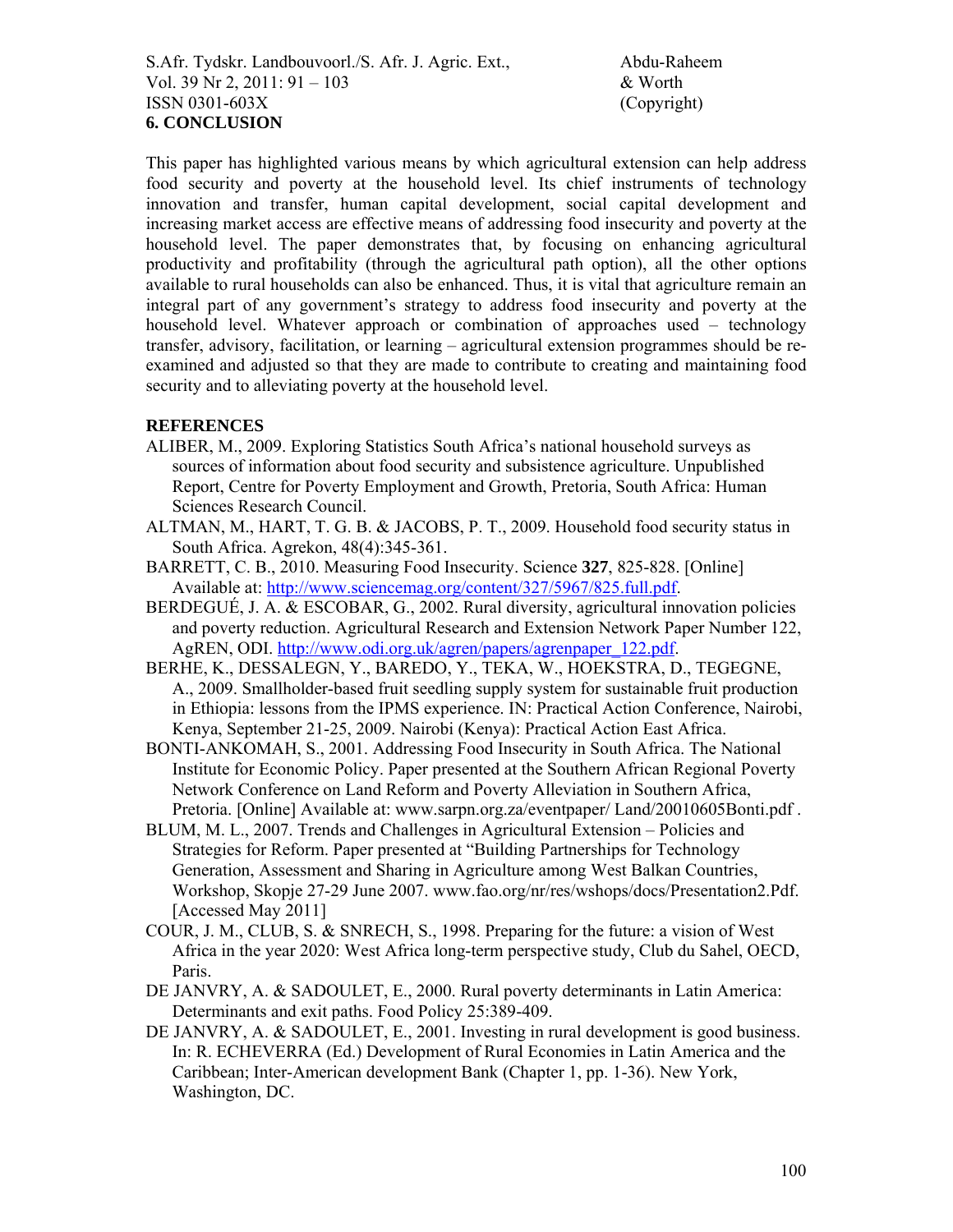## 6. CONCLUSION

This paper has highlighted various means by which agricultural extension can help address food security and poverty at the household level. Its chief instruments of technology innovation and transfer, human capital development, social capital development and increasing market access are effective means of addressing food insecurity and poverty at the household level. The paper demonstrates that, by focusing on enhancing agricultural productivity and profitability (through the agricultural path option), all the other options available to rural households can also be enhanced. Thus, it is vital that agriculture remain an integral part of any government's strategy to address food insecurity and poverty at the household level. Whatever approach or combination of approaches used – technology transfer, advisory, facilitation, or learning – agricultural extension programmes should be re-examined and adjusted so that they are made to contribute to creating and maintaining food security and to alleviating poverty at the household level.

## REFERENCES

ALIBER, M., 2009. Exploring Statistics South Africa's national household surveys as sources of information about food security and subsistence agriculture. Unpublished Report, Centre for Poverty Employment and Growth, Pretoria, South Africa: Human Sciences Research Council.

ALTMAN, M., HART, T. G. B. & JACOBS, P. T., 2009. Household food security status in South Africa. Agrekon, 48(4):345-361.

BARRETT, C. B., 2010. Measuring Food Insecurity. Science **327**, 825-828. [Online] Available at: http://www.sciencemag.org/content/327/5967/825.full.pdf.

BERDEGUÉ, J. A. & ESCOBAR, G., 2002. Rural diversity, agricultural innovation policies and poverty reduction. Agricultural Research and Extension Network Paper Number 122, AgREN, ODI. http://www.odi.org.uk/agren/papers/agrenpaper_122.pdf.

BERHE, K., DESSALEGN, Y., BAREDO, Y., TEKA, W., HOEKSTRA, D., TEGEGNE, A., 2009. Smallholder-based fruit seedling supply system for sustainable fruit production in Ethiopia: lessons from the IPMS experience. IN: Practical Action Conference, Nairobi, Kenya, September 21-25, 2009. Nairobi (Kenya): Practical Action East Africa.

BONTI-ANKOMAH, S., 2001. Addressing Food Insecurity in South Africa. The National Institute for Economic Policy. Paper presented at the Southern African Regional Poverty Network Conference on Land Reform and Poverty Alleviation in Southern Africa, Pretoria. [Online] Available at: www.sarpn.org.za/eventpaper/ Land/20010605Bonti.pdf .

BLUM, M. L., 2007. Trends and Challenges in Agricultural Extension – Policies and Strategies for Reform. Paper presented at "Building Partnerships for Technology Generation, Assessment and Sharing in Agriculture among West Balkan Countries, Workshop, Skopje 27-29 June 2007. www.fao.org/nr/res/wshops/docs/Presentation2.Pdf. [Accessed May 2011]

COUR, J. M., CLUB, S. & SNRECH, S., 1998. Preparing for the future: a vision of West Africa in the year 2020: West Africa long-term perspective study, Club du Sahel, OECD, Paris.

DE JANVRY, A. & SADOULET, E., 2000. Rural poverty determinants in Latin America: Determinants and exit paths. Food Policy 25:389-409.

DE JANVRY, A. & SADOULET, E., 2001. Investing in rural development is good business. In: R. ECHEVERRA (Ed.) Development of Rural Economies in Latin America and the Caribbean; Inter-American development Bank (Chapter 1, pp. 1-36). New York, Washington, DC.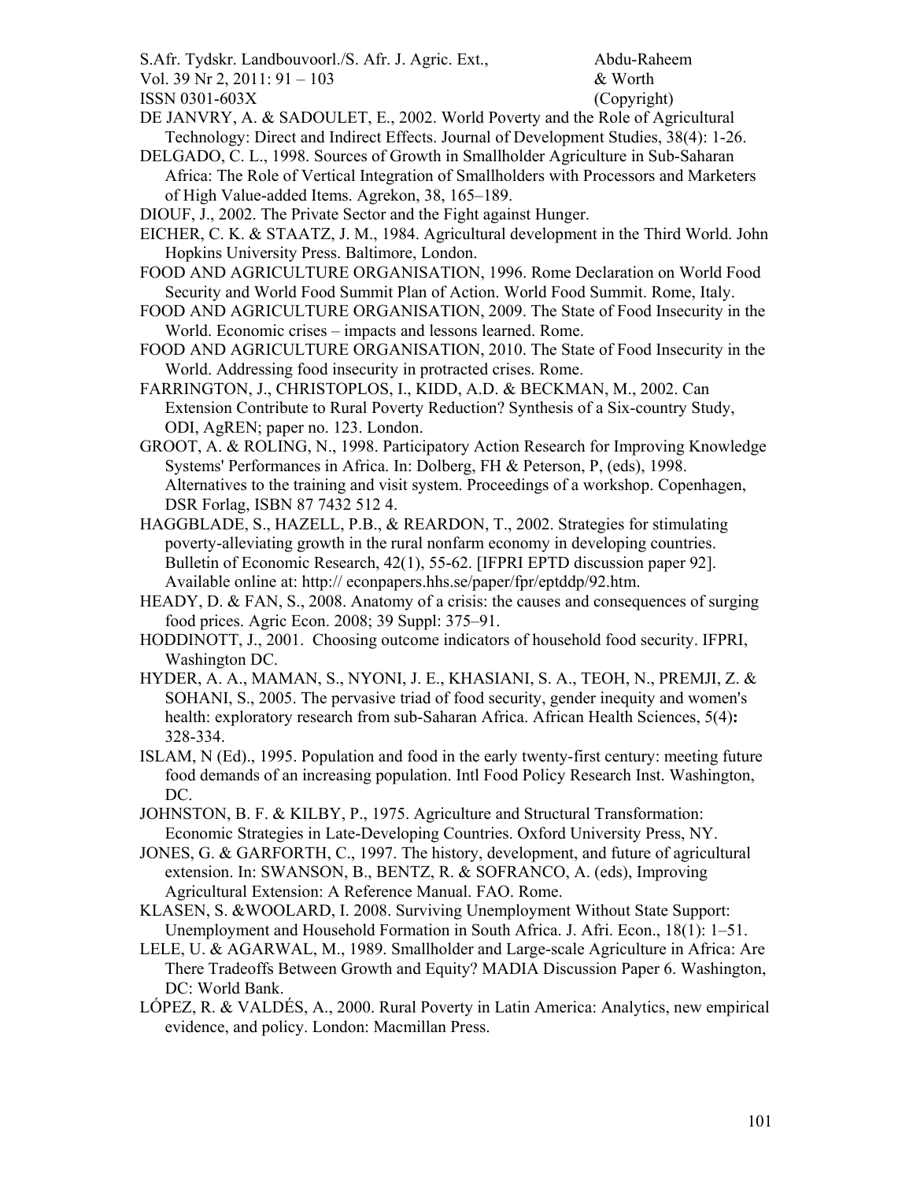DE JANVRY, A. & SADOULET, E., 2002. World Poverty and the Role of Agricultural Technology: Direct and Indirect Effects. Journal of Development Studies, 38(4): 1-26.

DELGADO, C. L., 1998. Sources of Growth in Smallholder Agriculture in Sub-Saharan Africa: The Role of Vertical Integration of Smallholders with Processors and Marketers of High Value-added Items. Agrekon, 38, 165–189.

DIOUF, J., 2002. The Private Sector and the Fight against Hunger.

EICHER, C. K. & STAATZ, J. M., 1984. Agricultural development in the Third World. John Hopkins University Press. Baltimore, London.

FOOD AND AGRICULTURE ORGANISATION, 1996. Rome Declaration on World Food Security and World Food Summit Plan of Action. World Food Summit. Rome, Italy.

FOOD AND AGRICULTURE ORGANISATION, 2009. The State of Food Insecurity in the World. Economic crises – impacts and lessons learned. Rome.

FOOD AND AGRICULTURE ORGANISATION, 2010. The State of Food Insecurity in the World. Addressing food insecurity in protracted crises. Rome.

FARRINGTON, J., CHRISTOPLOS, I., KIDD, A.D. & BECKMAN, M., 2002. Can Extension Contribute to Rural Poverty Reduction? Synthesis of a Six-country Study, ODI, AgREN; paper no. 123. London.

GROOT, A. & ROLING, N., 1998. Participatory Action Research for Improving Knowledge Systems' Performances in Africa. In: Dolberg, FH & Peterson, P, (eds), 1998. Alternatives to the training and visit system. Proceedings of a workshop. Copenhagen, DSR Forlag, ISBN 87 7432 512 4.

HAGGBLADE, S., HAZELL, P.B., & REARDON, T., 2002. Strategies for stimulating poverty-alleviating growth in the rural nonfarm economy in developing countries. Bulletin of Economic Research, 42(1), 55-62. [IFPRI EPTD discussion paper 92]. Available online at: http:// econpapers.hhs.se/paper/fpr/eptddp/92.htm.

HEADY, D. & FAN, S., 2008. Anatomy of a crisis: the causes and consequences of surging food prices. Agric Econ. 2008; 39 Suppl: 375–91.

HODDINOTT, J., 2001. Choosing outcome indicators of household food security. IFPRI, Washington DC.

HYDER, A. A., MAMAN, S., NYONI, J. E., KHASIANI, S. A., TEOH, N., PREMJI, Z. & SOHANI, S., 2005. The pervasive triad of food security, gender inequity and women's health: exploratory research from sub-Saharan Africa. African Health Sciences, 5(4)**:** 328-334.

ISLAM, N (Ed)., 1995. Population and food in the early twenty-first century: meeting future food demands of an increasing population. Intl Food Policy Research Inst. Washington, DC.

JOHNSTON, B. F. & KILBY, P., 1975. Agriculture and Structural Transformation: Economic Strategies in Late-Developing Countries. Oxford University Press, NY.

JONES, G. & GARFORTH, C., 1997. The history, development, and future of agricultural extension. In: SWANSON, B., BENTZ, R. & SOFRANCO, A. (eds), Improving Agricultural Extension: A Reference Manual. FAO. Rome.

KLASEN, S. &WOOLARD, I. 2008. Surviving Unemployment Without State Support: Unemployment and Household Formation in South Africa. J. Afri. Econ., 18(1): 1–51.

LELE, U. & AGARWAL, M., 1989. Smallholder and Large-scale Agriculture in Africa: Are There Tradeoffs Between Growth and Equity? MADIA Discussion Paper 6. Washington, DC: World Bank.

LÓPEZ, R. & VALDÉS, A., 2000. Rural Poverty in Latin America: Analytics, new empirical evidence, and policy. London: Macmillan Press.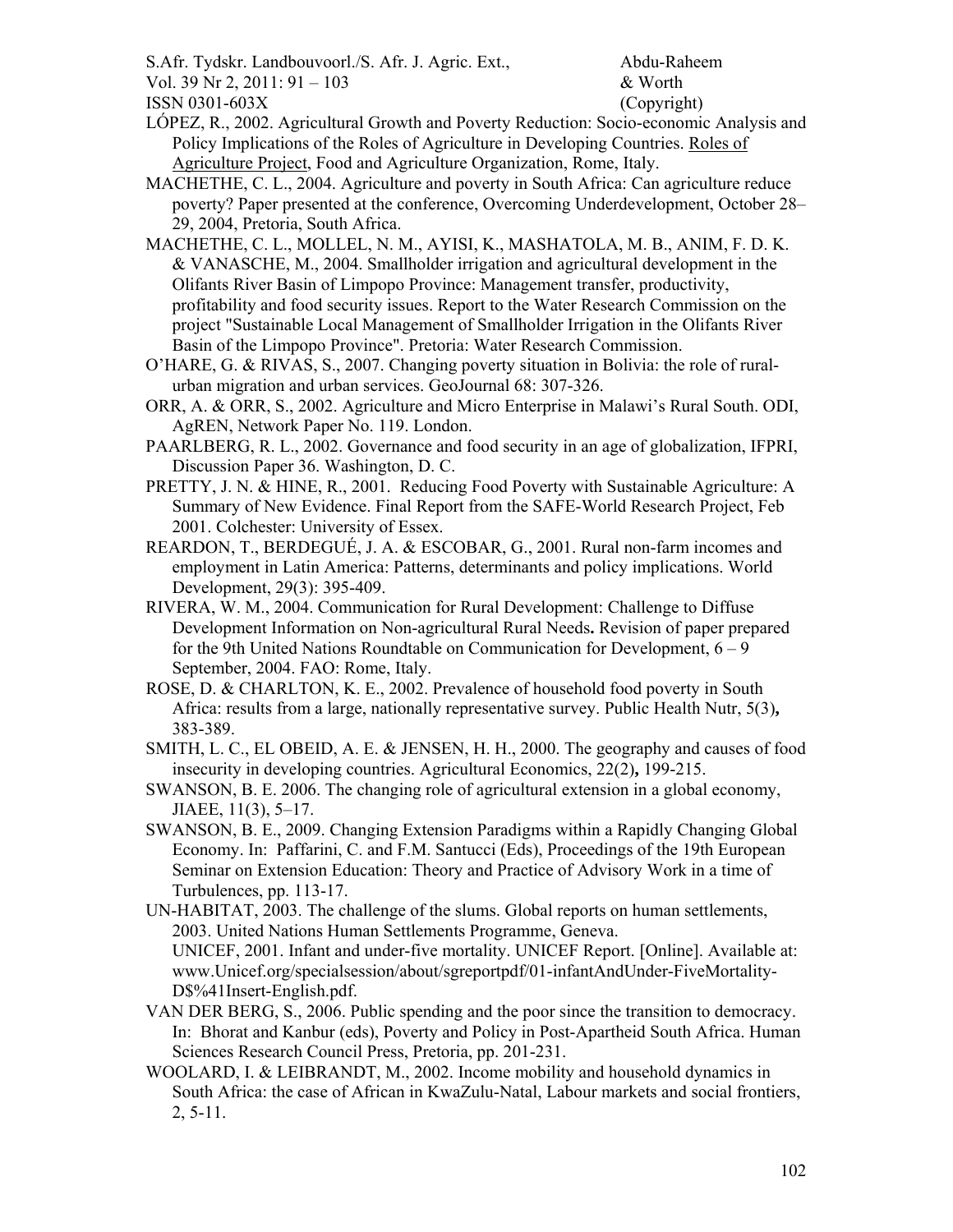LÓPEZ, R., 2002. Agricultural Growth and Poverty Reduction: Socio-economic Analysis and Policy Implications of the Roles of Agriculture in Developing Countries. Roles of Agriculture Project, Food and Agriculture Organization, Rome, Italy.

MACHETHE, C. L., 2004. Agriculture and poverty in South Africa: Can agriculture reduce poverty? Paper presented at the conference, Overcoming Underdevelopment, October 28–29, 2004, Pretoria, South Africa.

MACHETHE, C. L., MOLLEL, N. M., AYISI, K., MASHATOLA, M. B., ANIM, F. D. K. & VANASCHE, M., 2004. Smallholder irrigation and agricultural development in the Olifants River Basin of Limpopo Province: Management transfer, productivity, profitability and food security issues. Report to the Water Research Commission on the project "Sustainable Local Management of Smallholder Irrigation in the Olifants River Basin of the Limpopo Province". Pretoria: Water Research Commission.

O'HARE, G. & RIVAS, S., 2007. Changing poverty situation in Bolivia: the role of rural-urban migration and urban services. GeoJournal 68: 307-326.

ORR, A. & ORR, S., 2002. Agriculture and Micro Enterprise in Malawi's Rural South. ODI, AgREN, Network Paper No. 119. London.

PAARLBERG, R. L., 2002. Governance and food security in an age of globalization, IFPRI, Discussion Paper 36. Washington, D. C.

PRETTY, J. N. & HINE, R., 2001. Reducing Food Poverty with Sustainable Agriculture: A Summary of New Evidence. Final Report from the SAFE-World Research Project, Feb 2001. Colchester: University of Essex.

REARDON, T., BERDEGUÉ, J. A. & ESCOBAR, G., 2001. Rural non-farm incomes and employment in Latin America: Patterns, determinants and policy implications. World Development, 29(3): 395-409.

RIVERA, W. M., 2004. Communication for Rural Development: Challenge to Diffuse Development Information on Non-agricultural Rural Needs**.** Revision of paper prepared for the 9th United Nations Roundtable on Communication for Development, 6 – 9 September, 2004. FAO: Rome, Italy.

ROSE, D. & CHARLTON, K. E., 2002. Prevalence of household food poverty in South Africa: results from a large, nationally representative survey. Public Health Nutr, 5(3)**,** 383-389.

SMITH, L. C., EL OBEID, A. E. & JENSEN, H. H., 2000. The geography and causes of food insecurity in developing countries. Agricultural Economics, 22(2)**,** 199-215.

SWANSON, B. E. 2006. The changing role of agricultural extension in a global economy, JIAEE, 11(3), 5–17.

SWANSON, B. E., 2009. Changing Extension Paradigms within a Rapidly Changing Global Economy. In: Paffarini, C. and F.M. Santucci (Eds), Proceedings of the 19th European Seminar on Extension Education: Theory and Practice of Advisory Work in a time of Turbulences, pp. 113-17.

UN-HABITAT, 2003. The challenge of the slums. Global reports on human settlements, 2003. United Nations Human Settlements Programme, Geneva.
UNICEF, 2001. Infant and under-five mortality. UNICEF Report. [Online]. Available at: www.Unicef.org/specialsession/about/sgreportpdf/01-infantAndUnder-FiveMortality-D$%41Insert-English.pdf.

VAN DER BERG, S., 2006. Public spending and the poor since the transition to democracy. In: Bhorat and Kanbur (eds), Poverty and Policy in Post-Apartheid South Africa. Human Sciences Research Council Press, Pretoria, pp. 201-231.

WOOLARD, I. & LEIBRANDT, M., 2002. Income mobility and household dynamics in South Africa: the case of African in KwaZulu-Natal, Labour markets and social frontiers, 2, 5-11.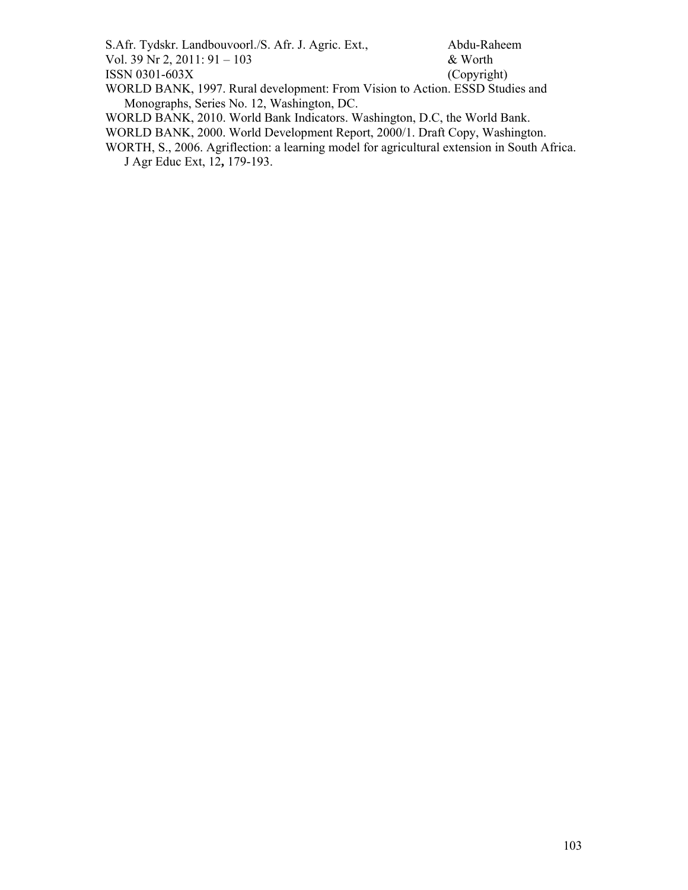WORLD BANK, 1997. Rural development: From Vision to Action. ESSD Studies and Monographs, Series No. 12, Washington, DC.

WORLD BANK, 2010. World Bank Indicators. Washington, D.C, the World Bank.

WORLD BANK, 2000. World Development Report, 2000/1. Draft Copy, Washington.

WORTH, S., 2006. Agriflection: a learning model for agricultural extension in South Africa. J Agr Educ Ext, 12**,** 179-193.